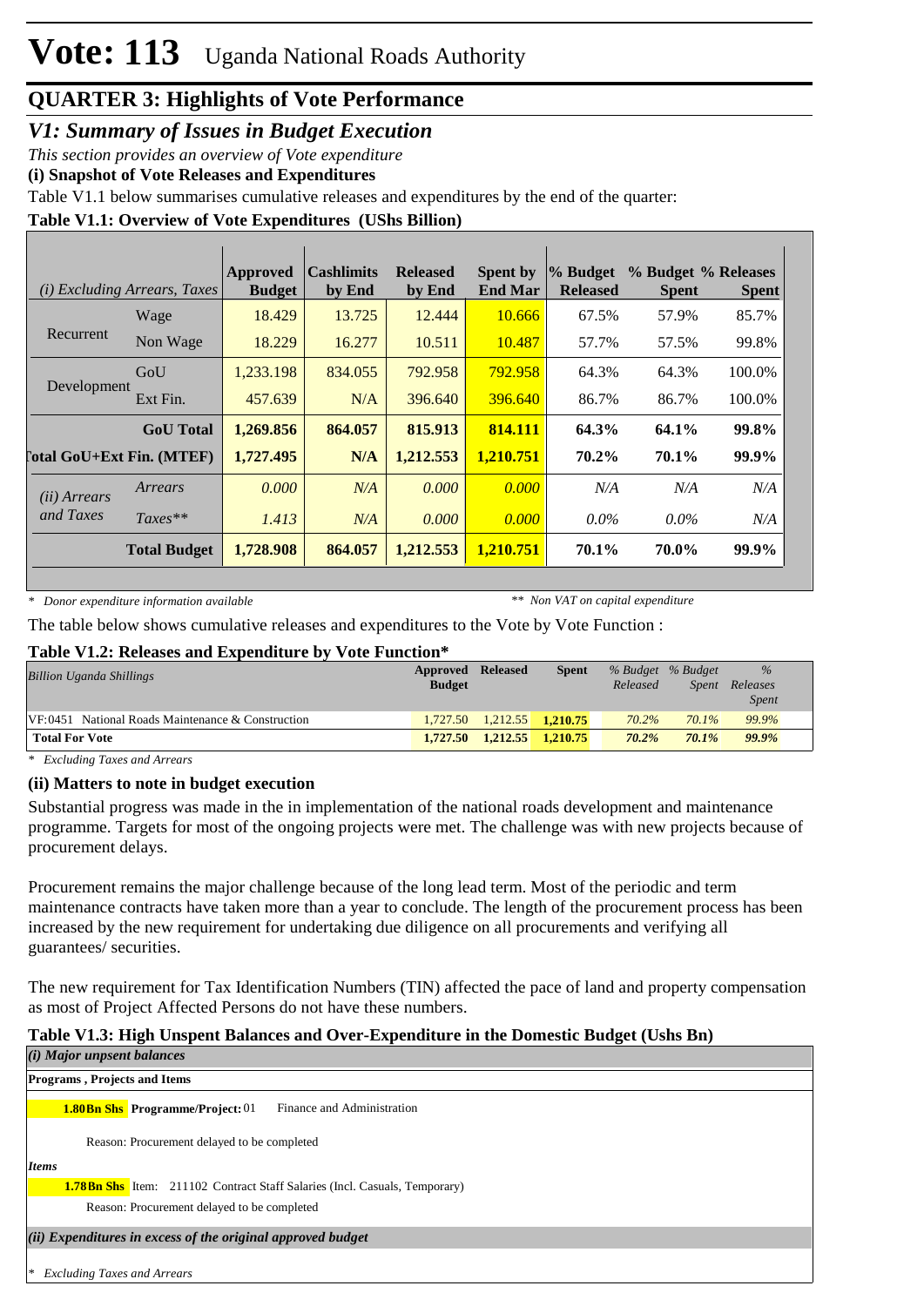# Vote: 113 Uganda National Roads Authority

## QUARTER 3: Highlights of Vote Performance

### *V1: Summary of Issues in Budget Execution*

*This section provides an overview of Vote expenditure*

**(i) Snapshot of Vote Releases and Expenditures**

Table V1.1 below summarises cumulative releases and expenditures by the end of the quarter:

**Table V1.1: Overview of Vote Expenditures (UShs Billion)**

| *(i) Excluding Arrears, Taxes* | | Approved Budget | Cashlimits by End | Released by End | Spent by End Mar | % Budget Released | % Budget Spent | % Releases Spent |
|---|---|---|---|---|---|---|---|---|
| Recurrent | Wage | 18.429 | 13.725 | 12.444 | 10.666 | 67.5% | 57.9% | 85.7% |
| | Non Wage | 18.229 | 16.277 | 10.511 | 10.487 | 57.7% | 57.5% | 99.8% |
| Development | GoU | 1,233.198 | 834.055 | 792.958 | 792.958 | 64.3% | 64.3% | 100.0% |
| | Ext Fin. | 457.639 | N/A | 396.640 | 396.640 | 86.7% | 86.7% | 100.0% |
| | **GoU Total** | **1,269.856** | **864.057** | **815.913** | **814.111** | **64.3%** | **64.1%** | **99.8%** |
| **Total GoU+Ext Fin. (MTEF)** | | **1,727.495** | **N/A** | **1,212.553** | **1,210.751** | **70.2%** | **70.1%** | **99.9%** |
| *(ii) Arrears and Taxes* | *Arrears* | *0.000* | *N/A* | *0.000* | *0.000* | *N/A* | *N/A* | *N/A* |
| | *Taxes*** | *1.413* | *N/A* | *0.000* | *0.000* | *0.0%* | *0.0%* | *N/A* |
| | **Total Budget** | **1,728.908** | **864.057** | **1,212.553** | **1,210.751** | **70.1%** | **70.0%** | **99.9%** |

*\* Donor expenditure information available* &nbsp;&nbsp;&nbsp; *** Non VAT on capital expenditure*

The table below shows cumulative releases and expenditures to the Vote by Vote Function :

**Table V1.2: Releases and Expenditure by Vote Function***

| *Billion Uganda Shillings* | Approved Budget | Released | Spent | *% Budget Released* | *% Budget Spent* | *% Releases Spent* |
|---|---|---|---|---|---|---|
| VF:0451 National Roads Maintenance & Construction | 1,727.50 | 1,212.55 | 1,210.75 | 70.2% | 70.1% | 99.9% |
| **Total For Vote** | **1,727.50** | **1,212.55** | **1,210.75** | **70.2%** | **70.1%** | **99.9%** |

*\* Excluding Taxes and Arrears*

**(ii) Matters to note in budget execution**

Substantial progress was made in the in implementation of the national roads development and maintenance programme. Targets for most of the ongoing projects were met. The challenge was with new projects because of procurement delays.

Procurement remains the major challenge because of the long lead term. Most of the periodic and term maintenance contracts have taken more than a year to conclude. The length of the procurement process has been increased by the new requirement for undertaking due diligence on all procurements and verifying all guarantees/ securities.

The new requirement for Tax Identification Numbers (TIN) affected the pace of land and property compensation as most of Project Affected Persons do not have these numbers.

**Table V1.3: High Unspent Balances and Over-Expenditure in the Domestic Budget (Ushs Bn)**

***(i) Major unpsent balances***

**Programs , Projects and Items**

**1.80Bn Shs** **Programme/Project:** 01 Finance and Administration

Reason: Procurement delayed to be completed

***Items***

**1.78Bn Shs** Item: 211102 Contract Staff Salaries (Incl. Casuals, Temporary)

Reason: Procurement delayed to be completed

***(ii) Expenditures in excess of the original approved budget***

*\* Excluding Taxes and Arrears*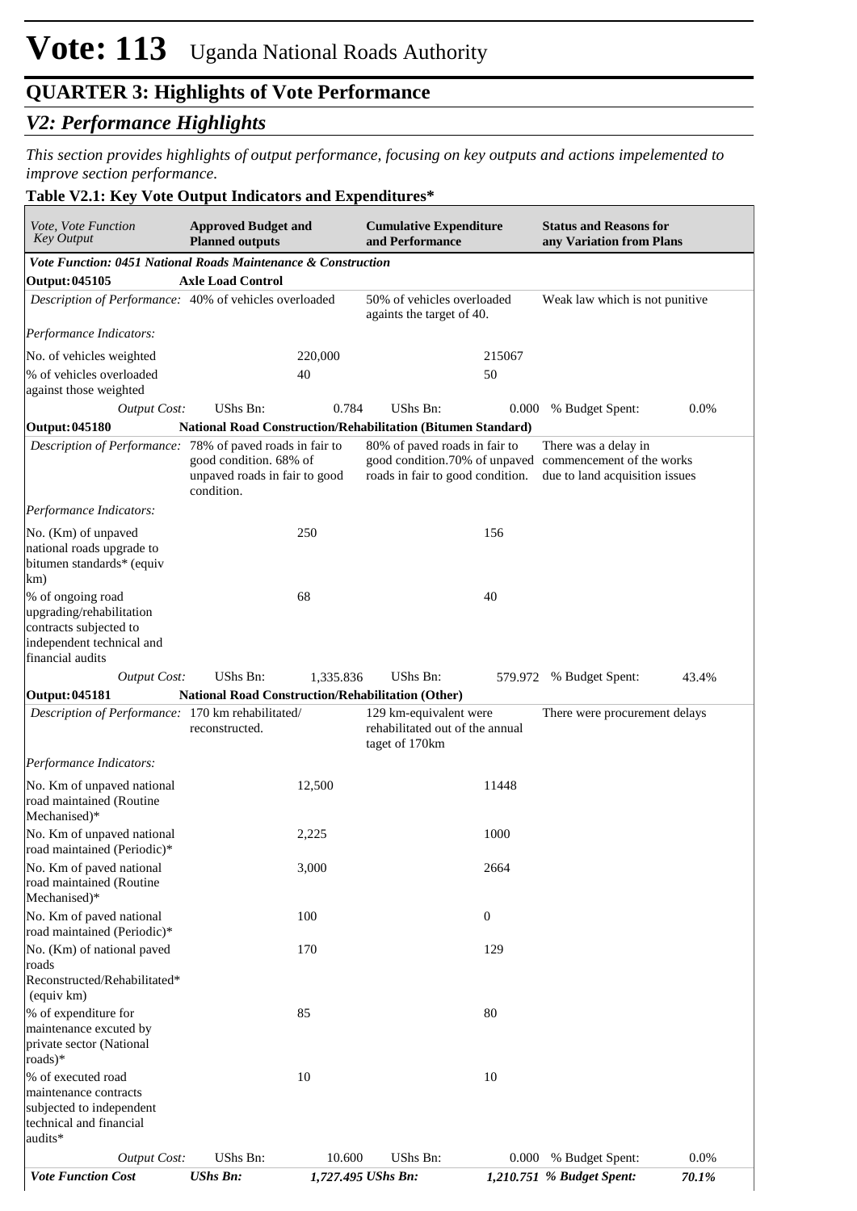# Vote: 113 Uganda National Roads Authority

## QUARTER 3: Highlights of Vote Performance

### *V2: Performance Highlights*

*This section provides highlights of output performance, focusing on key outputs and actions impelemented to improve section performance.*

**Table V2.1: Key Vote Output Indicators and Expenditures***

| *Vote, Vote Function Key Output* | **Approved Budget and Planned outputs** | | **Cumulative Expenditure and Performance** | | **Status and Reasons for any Variation from Plans** | |
|---|---|---|---|---|---|---|
| ***Vote Function: 0451 National Roads Maintenance & Construction*** | | | | | | |
| **Output: 045105** | **Axle Load Control** | | | | | |
| *Description of Performance:* | 40% of vehicles overloaded | | 50% of vehicles overloaded againts the target of 40. | | Weak law which is not punitive | |
| *Performance Indicators:* | | | | | | |
| No. of vehicles weighted | | 220,000 | | 215067 | | |
| % of vehicles overloaded against those weighted | | 40 | | 50 | | |
| *Output Cost:* | UShs Bn: | 0.784 | UShs Bn: | 0.000 | % Budget Spent: | 0.0% |
| **Output: 045180** | **National Road Construction/Rehabilitation (Bitumen Standard)** | | | | | |
| *Description of Performance:* | 78% of paved roads in fair to good condition. 68% of unpaved roads in fair to good condition. | | 80% of paved roads in fair to good condition.70% of unpaved roads in fair to good condition. | | There was a delay in commencement of the works due to land acquisition issues | |
| *Performance Indicators:* | | | | | | |
| No. (Km) of unpaved national roads upgrade to bitumen standards* (equiv km) | | 250 | | 156 | | |
| % of ongoing road upgrading/rehabilitation contracts subjected to independent technical and financial audits | | 68 | | 40 | | |
| *Output Cost:* | UShs Bn: | 1,335.836 | UShs Bn: | 579.972 | % Budget Spent: | 43.4% |
| **Output: 045181** | **National Road Construction/Rehabilitation (Other)** | | | | | |
| *Description of Performance:* | 170 km rehabilitated/ reconstructed. | | 129 km-equivalent were rehabilitated out of the annual taget of 170km | | There were procurement delays | |
| *Performance Indicators:* | | | | | | |
| No. Km of unpaved national road maintained (Routine Mechanised)* | | 12,500 | | 11448 | | |
| No. Km of unpaved national road maintained (Periodic)* | | 2,225 | | 1000 | | |
| No. Km of paved national road maintained (Routine Mechanised)* | | 3,000 | | 2664 | | |
| No. Km of paved national road maintained (Periodic)* | | 100 | | 0 | | |
| No. (Km) of national paved roads Reconstructed/Rehabilitated* (equiv km) | | 170 | | 129 | | |
| % of expenditure for maintenance excuted by private sector (National roads)* | | 85 | | 80 | | |
| % of executed road maintenance contracts subjected to independent technical and financial audits* | | 10 | | 10 | | |
| *Output Cost:* | UShs Bn: | 10.600 | UShs Bn: | 0.000 | % Budget Spent: | 0.0% |
| ***Vote Function Cost*** | ***UShs Bn:*** | ***1,727.495*** | ***UShs Bn:*** | ***1,210.751*** | ***% Budget Spent:*** | ***70.1%*** |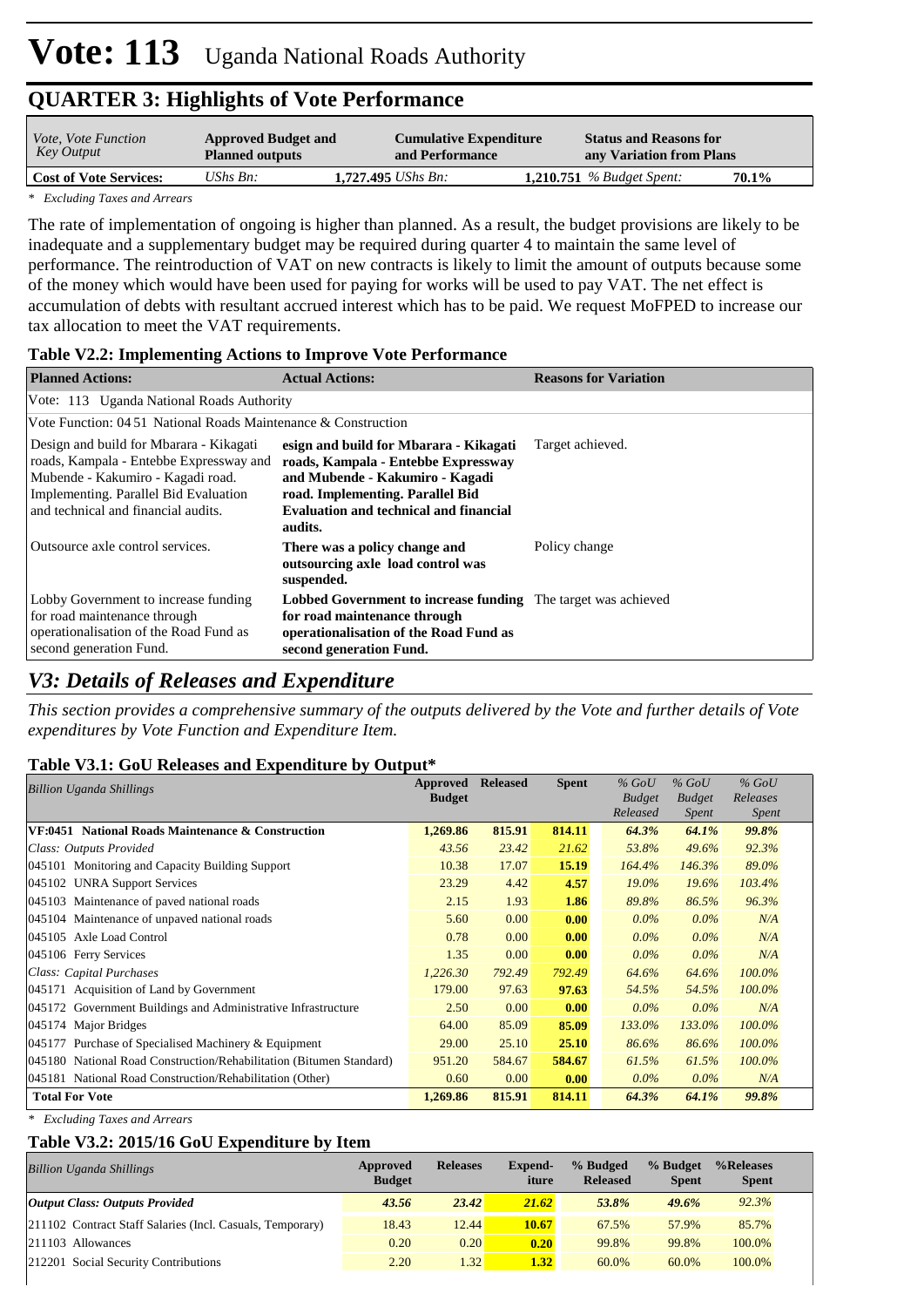# Vote: 113 Uganda National Roads Authority

## QUARTER 3: Highlights of Vote Performance

| *Vote, Vote Function Key Output* | **Approved Budget and Planned outputs** | **Cumulative Expenditure and Performance** | **Status and Reasons for any Variation from Plans** |
|---|---|---|---|
| **Cost of Vote Services:** | *UShs Bn:* **1,727.495** | *UShs Bn:* **1,210.751** | *% Budget Spent:* **70.1%** |

*\* Excluding Taxes and Arrears*

The rate of implementation of ongoing is higher than planned. As a result, the budget provisions are likely to be inadequate and a supplementary budget may be required during quarter 4 to maintain the same level of performance. The reintroduction of VAT on new contracts is likely to limit the amount of outputs because some of the money which would have been used for paying for works will be used to pay VAT. The net effect is accumulation of debts with resultant accrued interest which has to be paid. We request MoFPED to increase our tax allocation to meet the VAT requirements.

### Table V2.2: Implementing Actions to Improve Vote Performance

| **Planned Actions:** | **Actual Actions:** | **Reasons for Variation** |
|---|---|---|
| Vote: 113 Uganda National Roads Authority | | |
| Vote Function: 04 51 National Roads Maintenance & Construction | | |
| Design and build for Mbarara - Kikagati roads, Kampala - Entebbe Expressway and Mubende - Kakumiro - Kagadi road. Implementing. Parallel Bid Evaluation and technical and financial audits. | **esign and build for Mbarara - Kikagati roads, Kampala - Entebbe Expressway and Mubende - Kakumiro - Kagadi road. Implementing. Parallel Bid Evaluation and technical and financial audits.** | Target achieved. |
| Outsource axle control services. | **There was a policy change and outsourcing axle load control was suspended.** | Policy change |
| Lobby Government to increase funding for road maintenance through operationalisation of the Road Fund as second generation Fund. | **Lobbed Government to increase funding for road maintenance through operationalisation of the Road Fund as second generation Fund.** | The target was achieved |

## *V3: Details of Releases and Expenditure*

*This section provides a comprehensive summary of the outputs delivered by the Vote and further details of Vote expenditures by Vote Function and Expenditure Item.*

### Table V3.1: GoU Releases and Expenditure by Output*

| *Billion Uganda Shillings* | **Approved Budget** | **Released** | **Spent** | *% GoU Budget Released* | *% GoU Budget Spent* | *% GoU Releases Spent* |
|---|---|---|---|---|---|---|
| **VF:0451 National Roads Maintenance & Construction** | **1,269.86** | **815.91** | **814.11** | ***64.3%*** | ***64.1%*** | ***99.8%*** |
| *Class: Outputs Provided* | *43.56* | *23.42* | *21.62* | *53.8%* | *49.6%* | *92.3%* |
| 045101 Monitoring and Capacity Building Support | 10.38 | 17.07 | **15.19** | *164.4%* | *146.3%* | *89.0%* |
| 045102 UNRA Support Services | 23.29 | 4.42 | **4.57** | *19.0%* | *19.6%* | *103.4%* |
| 045103 Maintenance of paved national roads | 2.15 | 1.93 | **1.86** | *89.8%* | *86.5%* | *96.3%* |
| 045104 Maintenance of unpaved national roads | 5.60 | 0.00 | **0.00** | *0.0%* | *0.0%* | *N/A* |
| 045105 Axle Load Control | 0.78 | 0.00 | **0.00** | *0.0%* | *0.0%* | *N/A* |
| 045106 Ferry Services | 1.35 | 0.00 | **0.00** | *0.0%* | *0.0%* | *N/A* |
| *Class: Capital Purchases* | *1,226.30* | *792.49* | *792.49* | *64.6%* | *64.6%* | *100.0%* |
| 045171 Acquisition of Land by Government | 179.00 | 97.63 | **97.63** | *54.5%* | *54.5%* | *100.0%* |
| 045172 Government Buildings and Administrative Infrastructure | 2.50 | 0.00 | **0.00** | *0.0%* | *0.0%* | *N/A* |
| 045174 Major Bridges | 64.00 | 85.09 | **85.09** | *133.0%* | *133.0%* | *100.0%* |
| 045177 Purchase of Specialised Machinery & Equipment | 29.00 | 25.10 | **25.10** | *86.6%* | *86.6%* | *100.0%* |
| 045180 National Road Construction/Rehabilitation (Bitumen Standard) | 951.20 | 584.67 | **584.67** | *61.5%* | *61.5%* | *100.0%* |
| 045181 National Road Construction/Rehabilitation (Other) | 0.60 | 0.00 | **0.00** | *0.0%* | *0.0%* | *N/A* |
| **Total For Vote** | **1,269.86** | **815.91** | **814.11** | ***64.3%*** | ***64.1%*** | ***99.8%*** |

*\* Excluding Taxes and Arrears*

### Table V3.2: 2015/16 GoU Expenditure by Item

| *Billion Uganda Shillings* | **Approved Budget** | **Releases** | **Expend-iture** | **% Budged Released** | **% Budget Spent** | **%Releases Spent** |
|---|---|---|---|---|---|---|
| ***Output Class: Outputs Provided*** | ***43.56*** | ***23.42*** | ***21.62*** | ***53.8%*** | ***49.6%*** | *92.3%* |
| 211102 Contract Staff Salaries (Incl. Casuals, Temporary) | 18.43 | 12.44 | **10.67** | 67.5% | 57.9% | 85.7% |
| 211103 Allowances | 0.20 | 0.20 | **0.20** | 99.8% | 99.8% | 100.0% |
| 212201 Social Security Contributions | 2.20 | 1.32 | **1.32** | 60.0% | 60.0% | 100.0% |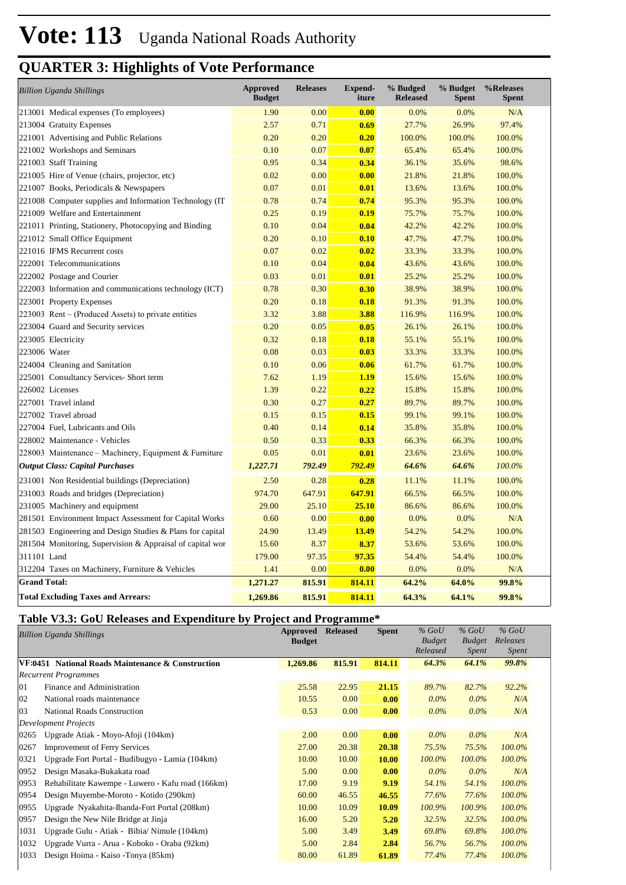# Vote: 113 Uganda National Roads Authority

## QUARTER 3: Highlights of Vote Performance

| *Billion Uganda Shillings* | Approved Budget | Releases | Expend-iture | % Budged Released | % Budget Spent | %Releases Spent |
|---|---|---|---|---|---|---|
| 213001 Medical expenses (To employees) | 1.90 | 0.00 | **0.00** | 0.0% | 0.0% | N/A |
| 213004 Gratuity Expenses | 2.57 | 0.71 | **0.69** | 27.7% | 26.9% | 97.4% |
| 221001 Advertising and Public Relations | 0.20 | 0.20 | **0.20** | 100.0% | 100.0% | 100.0% |
| 221002 Workshops and Seminars | 0.10 | 0.07 | **0.07** | 65.4% | 65.4% | 100.0% |
| 221003 Staff Training | 0.95 | 0.34 | **0.34** | 36.1% | 35.6% | 98.6% |
| 221005 Hire of Venue (chairs, projector, etc) | 0.02 | 0.00 | **0.00** | 21.8% | 21.8% | 100.0% |
| 221007 Books, Periodicals & Newspapers | 0.07 | 0.01 | **0.01** | 13.6% | 13.6% | 100.0% |
| 221008 Computer supplies and Information Technology (IT | 0.78 | 0.74 | **0.74** | 95.3% | 95.3% | 100.0% |
| 221009 Welfare and Entertainment | 0.25 | 0.19 | **0.19** | 75.7% | 75.7% | 100.0% |
| 221011 Printing, Stationery, Photocopying and Binding | 0.10 | 0.04 | **0.04** | 42.2% | 42.2% | 100.0% |
| 221012 Small Office Equipment | 0.20 | 0.10 | **0.10** | 47.7% | 47.7% | 100.0% |
| 221016 IFMS Recurrent costs | 0.07 | 0.02 | **0.02** | 33.3% | 33.3% | 100.0% |
| 222001 Telecommunications | 0.10 | 0.04 | **0.04** | 43.6% | 43.6% | 100.0% |
| 222002 Postage and Courier | 0.03 | 0.01 | **0.01** | 25.2% | 25.2% | 100.0% |
| 222003 Information and communications technology (ICT) | 0.78 | 0.30 | **0.30** | 38.9% | 38.9% | 100.0% |
| 223001 Property Expenses | 0.20 | 0.18 | **0.18** | 91.3% | 91.3% | 100.0% |
| 223003 Rent – (Produced Assets) to private entities | 3.32 | 3.88 | **3.88** | 116.9% | 116.9% | 100.0% |
| 223004 Guard and Security services | 0.20 | 0.05 | **0.05** | 26.1% | 26.1% | 100.0% |
| 223005 Electricity | 0.32 | 0.18 | **0.18** | 55.1% | 55.1% | 100.0% |
| 223006 Water | 0.08 | 0.03 | **0.03** | 33.3% | 33.3% | 100.0% |
| 224004 Cleaning and Sanitation | 0.10 | 0.06 | **0.06** | 61.7% | 61.7% | 100.0% |
| 225001 Consultancy Services- Short term | 7.62 | 1.19 | **1.19** | 15.6% | 15.6% | 100.0% |
| 226002 Licenses | 1.39 | 0.22 | **0.22** | 15.8% | 15.8% | 100.0% |
| 227001 Travel inland | 0.30 | 0.27 | **0.27** | 89.7% | 89.7% | 100.0% |
| 227002 Travel abroad | 0.15 | 0.15 | **0.15** | 99.1% | 99.1% | 100.0% |
| 227004 Fuel, Lubricants and Oils | 0.40 | 0.14 | **0.14** | 35.8% | 35.8% | 100.0% |
| 228002 Maintenance - Vehicles | 0.50 | 0.33 | **0.33** | 66.3% | 66.3% | 100.0% |
| 228003 Maintenance – Machinery, Equipment & Furniture | 0.05 | 0.01 | **0.01** | 23.6% | 23.6% | 100.0% |
| ***Output Class: Capital Purchases*** | ***1,227.71*** | ***792.49*** | ***792.49*** | ***64.6%*** | ***64.6%*** | ***100.0%*** |
| 231001 Non Residential buildings (Depreciation) | 2.50 | 0.28 | **0.28** | 11.1% | 11.1% | 100.0% |
| 231003 Roads and bridges (Depreciation) | 974.70 | 647.91 | **647.91** | 66.5% | 66.5% | 100.0% |
| 231005 Machinery and equipment | 29.00 | 25.10 | **25.10** | 86.6% | 86.6% | 100.0% |
| 281501 Environment Impact Assessment for Capital Works | 0.60 | 0.00 | **0.00** | 0.0% | 0.0% | N/A |
| 281503 Engineering and Design Studies & Plans for capital | 24.90 | 13.49 | **13.49** | 54.2% | 54.2% | 100.0% |
| 281504 Monitoring, Supervision & Appraisal of capital wor | 15.60 | 8.37 | **8.37** | 53.6% | 53.6% | 100.0% |
| 311101 Land | 179.00 | 97.35 | **97.35** | 54.4% | 54.4% | 100.0% |
| 312204 Taxes on Machinery, Furniture & Vehicles | 1.41 | 0.00 | **0.00** | 0.0% | 0.0% | N/A |
| **Grand Total:** | **1,271.27** | **815.91** | **814.11** | **64.2%** | **64.0%** | **99.8%** |
| **Total Excluding Taxes and Arrears:** | **1,269.86** | **815.91** | **814.11** | **64.3%** | **64.1%** | **99.8%** |

### Table V3.3: GoU Releases and Expenditure by Project and Programme*

| *Billion Uganda Shillings* | Approved Budget | Released | Spent | *% GoU Budget Released* | *% GoU Budget Spent* | *% GoU Releases Spent* |
|---|---|---|---|---|---|---|
| **VF:0451 National Roads Maintenance & Construction** | **1,269.86** | **815.91** | **814.11** | ***64.3%*** | ***64.1%*** | ***99.8%*** |
| *Recurrent Programmes* | | | | | | |
| 01 Finance and Administration | 25.58 | 22.95 | **21.15** | *89.7%* | *82.7%* | *92.2%* |
| 02 National roads maintenance | 10.55 | 0.00 | **0.00** | *0.0%* | *0.0%* | *N/A* |
| 03 National Roads Construction | 0.53 | 0.00 | **0.00** | *0.0%* | *0.0%* | *N/A* |
| *Development Projects* | | | | | | |
| 0265 Upgrade Atiak - Moyo-Afoji (104km) | 2.00 | 0.00 | **0.00** | *0.0%* | *0.0%* | *N/A* |
| 0267 Improvement of Ferry Services | 27.00 | 20.38 | **20.38** | *75.5%* | *75.5%* | *100.0%* |
| 0321 Upgrade Fort Portal - Budibugyo - Lamia (104km) | 10.00 | 10.00 | **10.00** | *100.0%* | *100.0%* | *100.0%* |
| 0952 Design Masaka-Bukakata road | 5.00 | 0.00 | **0.00** | *0.0%* | *0.0%* | *N/A* |
| 0953 Rehabilitate Kawempe - Luwero - Kafu road (166km) | 17.00 | 9.19 | **9.19** | *54.1%* | *54.1%* | *100.0%* |
| 0954 Design Muyembe-Moroto - Kotido (290km) | 60.00 | 46.55 | **46.55** | *77.6%* | *77.6%* | *100.0%* |
| 0955 Upgrade Nyakahita-Ibanda-Fort Portal (208km) | 10.00 | 10.09 | **10.09** | *100.9%* | *100.9%* | *100.0%* |
| 0957 Design the New Nile Bridge at Jinja | 16.00 | 5.20 | **5.20** | *32.5%* | *32.5%* | *100.0%* |
| 1031 Upgrade Gulu - Atiak - Bibia/ Nimule (104km) | 5.00 | 3.49 | **3.49** | *69.8%* | *69.8%* | *100.0%* |
| 1032 Upgrade Vurra - Arua - Koboko - Oraba (92km) | 5.00 | 2.84 | **2.84** | *56.7%* | *56.7%* | *100.0%* |
| 1033 Design Hoima - Kaiso -Tonya (85km) | 80.00 | 61.89 | **61.89** | *77.4%* | *77.4%* | *100.0%* |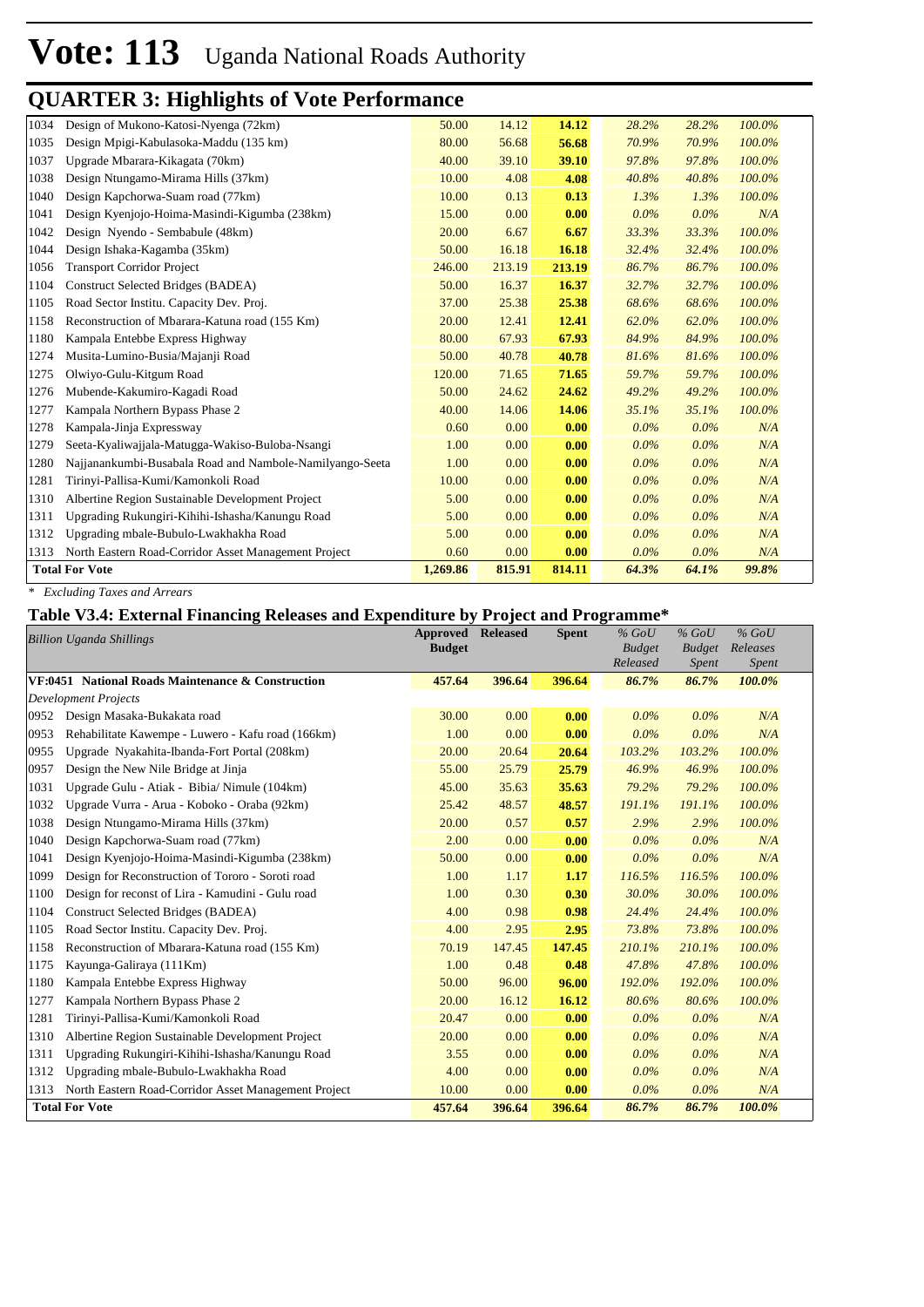# Vote: 113 Uganda National Roads Authority

## QUARTER 3: Highlights of Vote Performance

| | | | | | | | |
|---|---|---|---|---|---|---|---|
| 1034 | Design of Mukono-Katosi-Nyenga (72km) | 50.00 | 14.12 | **14.12** | *28.2%* | *28.2%* | *100.0%* |
| 1035 | Design Mpigi-Kabulasoka-Maddu (135 km) | 80.00 | 56.68 | **56.68** | *70.9%* | *70.9%* | *100.0%* |
| 1037 | Upgrade Mbarara-Kikagata (70km) | 40.00 | 39.10 | **39.10** | *97.8%* | *97.8%* | *100.0%* |
| 1038 | Design Ntungamo-Mirama Hills (37km) | 10.00 | 4.08 | **4.08** | *40.8%* | *40.8%* | *100.0%* |
| 1040 | Design Kapchorwa-Suam road (77km) | 10.00 | 0.13 | **0.13** | *1.3%* | *1.3%* | *100.0%* |
| 1041 | Design Kyenjojo-Hoima-Masindi-Kigumba (238km) | 15.00 | 0.00 | **0.00** | *0.0%* | *0.0%* | *N/A* |
| 1042 | Design Nyendo - Sembabule (48km) | 20.00 | 6.67 | **6.67** | *33.3%* | *33.3%* | *100.0%* |
| 1044 | Design Ishaka-Kagamba (35km) | 50.00 | 16.18 | **16.18** | *32.4%* | *32.4%* | *100.0%* |
| 1056 | Transport Corridor Project | 246.00 | 213.19 | **213.19** | *86.7%* | *86.7%* | *100.0%* |
| 1104 | Construct Selected Bridges (BADEA) | 50.00 | 16.37 | **16.37** | *32.7%* | *32.7%* | *100.0%* |
| 1105 | Road Sector Institu. Capacity Dev. Proj. | 37.00 | 25.38 | **25.38** | *68.6%* | *68.6%* | *100.0%* |
| 1158 | Reconstruction of Mbarara-Katuna road (155 Km) | 20.00 | 12.41 | **12.41** | *62.0%* | *62.0%* | *100.0%* |
| 1180 | Kampala Entebbe Express Highway | 80.00 | 67.93 | **67.93** | *84.9%* | *84.9%* | *100.0%* |
| 1274 | Musita-Lumino-Busia/Majanji Road | 50.00 | 40.78 | **40.78** | *81.6%* | *81.6%* | *100.0%* |
| 1275 | Olwiyo-Gulu-Kitgum Road | 120.00 | 71.65 | **71.65** | *59.7%* | *59.7%* | *100.0%* |
| 1276 | Mubende-Kakumiro-Kagadi Road | 50.00 | 24.62 | **24.62** | *49.2%* | *49.2%* | *100.0%* |
| 1277 | Kampala Northern Bypass Phase 2 | 40.00 | 14.06 | **14.06** | *35.1%* | *35.1%* | *100.0%* |
| 1278 | Kampala-Jinja Expressway | 0.60 | 0.00 | **0.00** | *0.0%* | *0.0%* | *N/A* |
| 1279 | Seeta-Kyaliwajjala-Matugga-Wakiso-Buloba-Nsangi | 1.00 | 0.00 | **0.00** | *0.0%* | *0.0%* | *N/A* |
| 1280 | Najjanankumbi-Busabala Road and Nambole-Namilyango-Seeta | 1.00 | 0.00 | **0.00** | *0.0%* | *0.0%* | *N/A* |
| 1281 | Tirinyi-Pallisa-Kumi/Kamonkoli Road | 10.00 | 0.00 | **0.00** | *0.0%* | *0.0%* | *N/A* |
| 1310 | Albertine Region Sustainable Development Project | 5.00 | 0.00 | **0.00** | *0.0%* | *0.0%* | *N/A* |
| 1311 | Upgrading Rukungiri-Kihihi-Ishasha/Kanungu Road | 5.00 | 0.00 | **0.00** | *0.0%* | *0.0%* | *N/A* |
| 1312 | Upgrading mbale-Bubulo-Lwakhakha Road | 5.00 | 0.00 | **0.00** | *0.0%* | *0.0%* | *N/A* |
| 1313 | North Eastern Road-Corridor Asset Management Project | 0.60 | 0.00 | **0.00** | *0.0%* | *0.0%* | *N/A* |
| **Total For Vote** | | **1,269.86** | **815.91** | **814.11** | ***64.3%*** | ***64.1%*** | ***99.8%*** |

*\* Excluding Taxes and Arrears*

### Table V3.4: External Financing Releases and Expenditure by Project and Programme*

| *Billion Uganda Shillings* | | Approved Budget | Released | Spent | *% GoU Budget Released* | *% GoU Budget Spent* | *% GoU Releases Spent* |
|---|---|---|---|---|---|---|---|
| **VF:0451 National Roads Maintenance & Construction** | | **457.64** | **396.64** | **396.64** | ***86.7%*** | ***86.7%*** | ***100.0%*** |
| *Development Projects* | | | | | | | |
| 0952 | Design Masaka-Bukakata road | 30.00 | 0.00 | **0.00** | *0.0%* | *0.0%* | *N/A* |
| 0953 | Rehabilitate Kawempe - Luwero - Kafu road (166km) | 1.00 | 0.00 | **0.00** | *0.0%* | *0.0%* | *N/A* |
| 0955 | Upgrade Nyakahita-Ibanda-Fort Portal (208km) | 20.00 | 20.64 | **20.64** | *103.2%* | *103.2%* | *100.0%* |
| 0957 | Design the New Nile Bridge at Jinja | 55.00 | 25.79 | **25.79** | *46.9%* | *46.9%* | *100.0%* |
| 1031 | Upgrade Gulu - Atiak - Bibia/ Nimule (104km) | 45.00 | 35.63 | **35.63** | *79.2%* | *79.2%* | *100.0%* |
| 1032 | Upgrade Vurra - Arua - Koboko - Oraba (92km) | 25.42 | 48.57 | **48.57** | *191.1%* | *191.1%* | *100.0%* |
| 1038 | Design Ntungamo-Mirama Hills (37km) | 20.00 | 0.57 | **0.57** | *2.9%* | *2.9%* | *100.0%* |
| 1040 | Design Kapchorwa-Suam road (77km) | 2.00 | 0.00 | **0.00** | *0.0%* | *0.0%* | *N/A* |
| 1041 | Design Kyenjojo-Hoima-Masindi-Kigumba (238km) | 50.00 | 0.00 | **0.00** | *0.0%* | *0.0%* | *N/A* |
| 1099 | Design for Reconstruction of Tororo - Soroti road | 1.00 | 1.17 | **1.17** | *116.5%* | *116.5%* | *100.0%* |
| 1100 | Design for reconst of Lira - Kamudini - Gulu road | 1.00 | 0.30 | **0.30** | *30.0%* | *30.0%* | *100.0%* |
| 1104 | Construct Selected Bridges (BADEA) | 4.00 | 0.98 | **0.98** | *24.4%* | *24.4%* | *100.0%* |
| 1105 | Road Sector Institu. Capacity Dev. Proj. | 4.00 | 2.95 | **2.95** | *73.8%* | *73.8%* | *100.0%* |
| 1158 | Reconstruction of Mbarara-Katuna road (155 Km) | 70.19 | 147.45 | **147.45** | *210.1%* | *210.1%* | *100.0%* |
| 1175 | Kayunga-Galiraya (111Km) | 1.00 | 0.48 | **0.48** | *47.8%* | *47.8%* | *100.0%* |
| 1180 | Kampala Entebbe Express Highway | 50.00 | 96.00 | **96.00** | *192.0%* | *192.0%* | *100.0%* |
| 1277 | Kampala Northern Bypass Phase 2 | 20.00 | 16.12 | **16.12** | *80.6%* | *80.6%* | *100.0%* |
| 1281 | Tirinyi-Pallisa-Kumi/Kamonkoli Road | 20.47 | 0.00 | **0.00** | *0.0%* | *0.0%* | *N/A* |
| 1310 | Albertine Region Sustainable Development Project | 20.00 | 0.00 | **0.00** | *0.0%* | *0.0%* | *N/A* |
| 1311 | Upgrading Rukungiri-Kihihi-Ishasha/Kanungu Road | 3.55 | 0.00 | **0.00** | *0.0%* | *0.0%* | *N/A* |
| 1312 | Upgrading mbale-Bubulo-Lwakhakha Road | 4.00 | 0.00 | **0.00** | *0.0%* | *0.0%* | *N/A* |
| 1313 | North Eastern Road-Corridor Asset Management Project | 10.00 | 0.00 | **0.00** | *0.0%* | *0.0%* | *N/A* |
| **Total For Vote** | | **457.64** | **396.64** | **396.64** | ***86.7%*** | ***86.7%*** | ***100.0%*** |